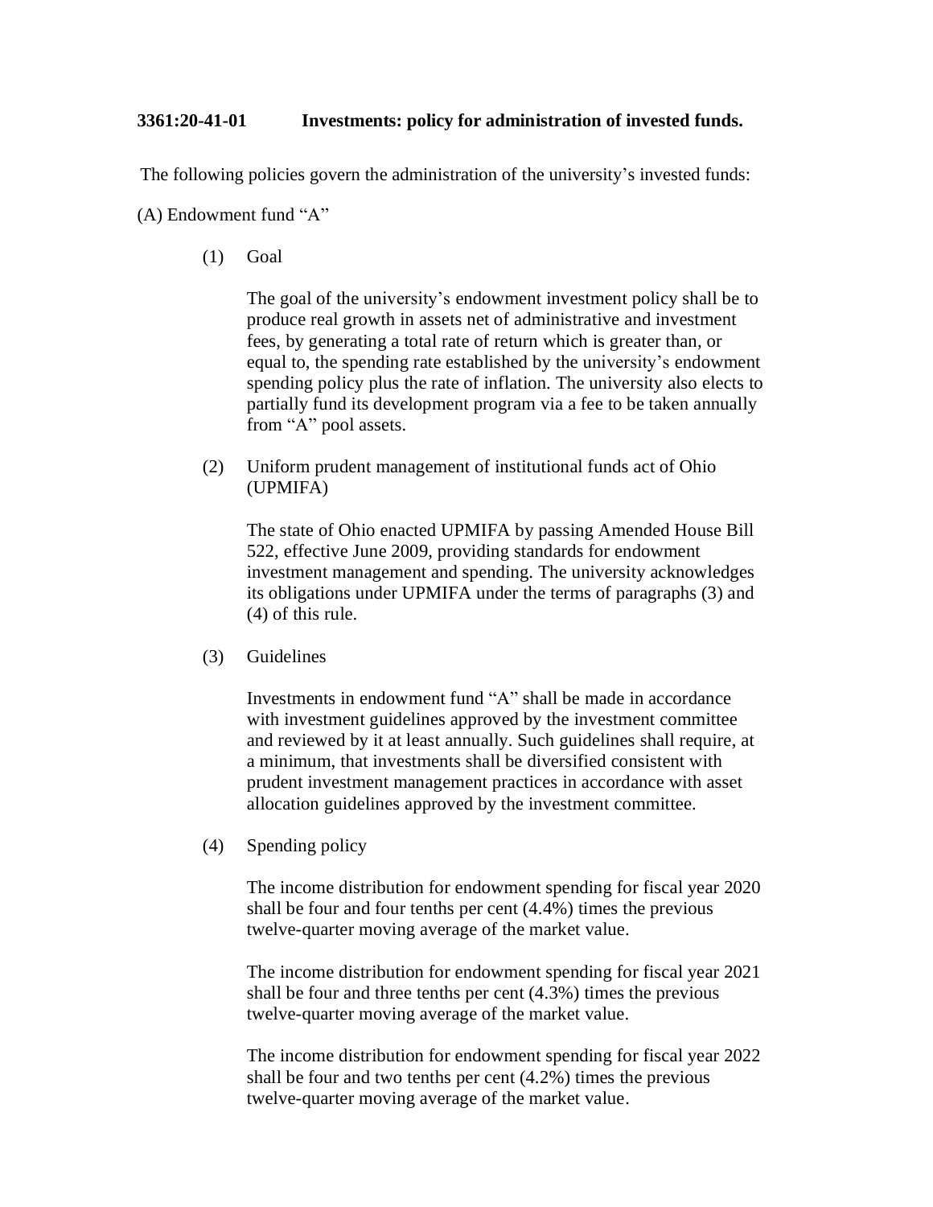**3361:20-41-01 Investments: policy for administration of invested funds.**

The following policies govern the administration of the university's invested funds:

(A) Endowment fund "A"

(1) Goal

The goal of the university's endowment investment policy shall be to produce real growth in assets net of administrative and investment fees, by generating a total rate of return which is greater than, or equal to, the spending rate established by the university's endowment spending policy plus the rate of inflation. The university also elects to partially fund its development program via a fee to be taken annually from "A" pool assets.

(2) Uniform prudent management of institutional funds act of Ohio (UPMIFA)

The state of Ohio enacted UPMIFA by passing Amended House Bill 522, effective June 2009, providing standards for endowment investment management and spending. The university acknowledges its obligations under UPMIFA under the terms of paragraphs (3) and (4) of this rule.

(3) Guidelines

Investments in endowment fund "A" shall be made in accordance with investment guidelines approved by the investment committee and reviewed by it at least annually. Such guidelines shall require, at a minimum, that investments shall be diversified consistent with prudent investment management practices in accordance with asset allocation guidelines approved by the investment committee.

(4) Spending policy

The income distribution for endowment spending for fiscal year 2020 shall be four and four tenths per cent (4.4%) times the previous twelve-quarter moving average of the market value.

The income distribution for endowment spending for fiscal year 2021 shall be four and three tenths per cent (4.3%) times the previous twelve-quarter moving average of the market value.

The income distribution for endowment spending for fiscal year 2022 shall be four and two tenths per cent (4.2%) times the previous twelve-quarter moving average of the market value.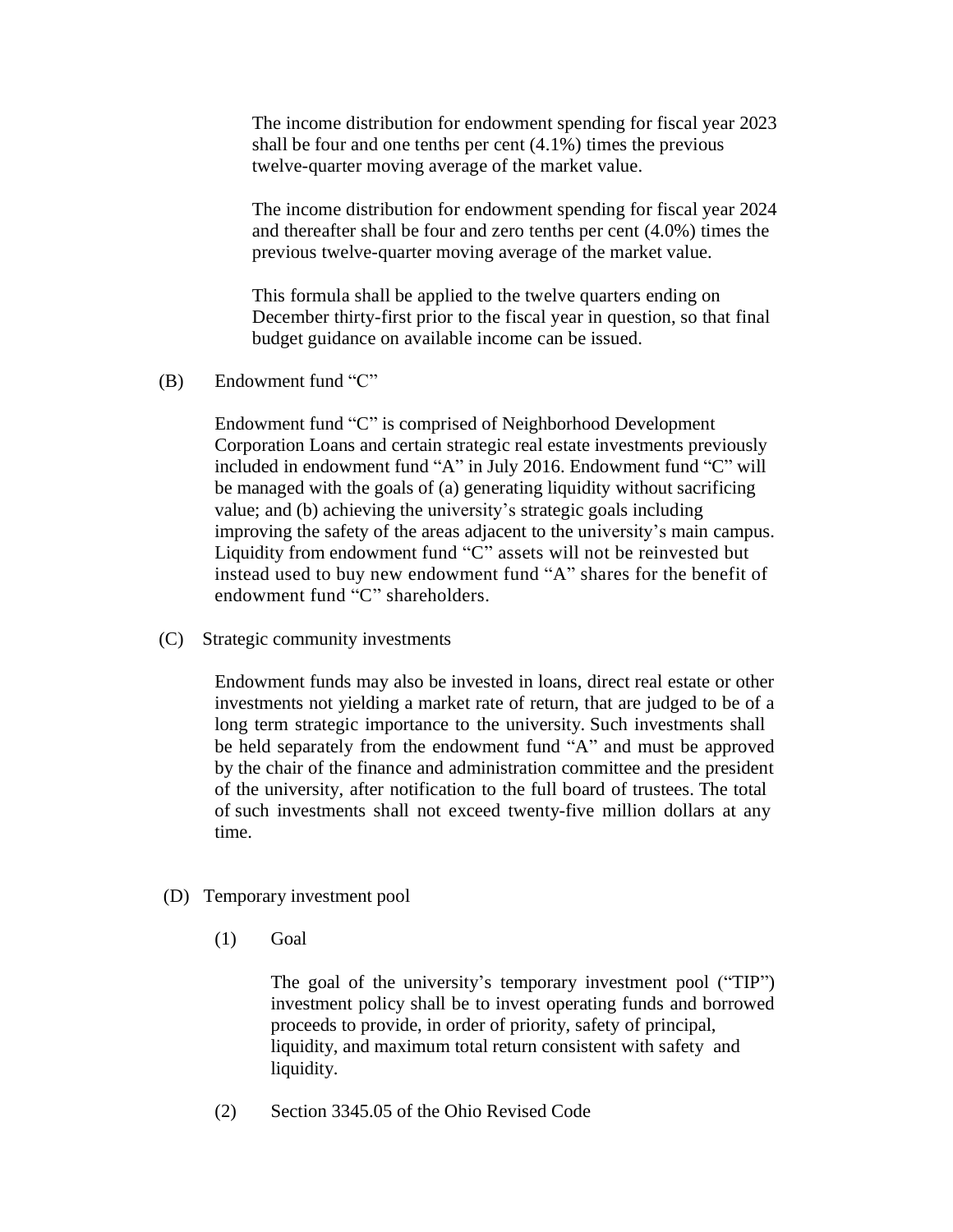The income distribution for endowment spending for fiscal year 2023 shall be four and one tenths per cent (4.1%) times the previous twelve-quarter moving average of the market value.

The income distribution for endowment spending for fiscal year 2024 and thereafter shall be four and zero tenths per cent (4.0%) times the previous twelve-quarter moving average of the market value.

This formula shall be applied to the twelve quarters ending on December thirty-first prior to the fiscal year in question, so that final budget guidance on available income can be issued.

(B) Endowment fund "C"

Endowment fund "C" is comprised of Neighborhood Development Corporation Loans and certain strategic real estate investments previously included in endowment fund "A" in July 2016. Endowment fund "C" will be managed with the goals of (a) generating liquidity without sacrificing value; and (b) achieving the university's strategic goals including improving the safety of the areas adjacent to the university's main campus. Liquidity from endowment fund "C" assets will not be reinvested but instead used to buy new endowment fund "A" shares for the benefit of endowment fund "C" shareholders.

(C) Strategic community investments

Endowment funds may also be invested in loans, direct real estate or other investments not yielding a market rate of return, that are judged to be of a long term strategic importance to the university. Such investments shall be held separately from the endowment fund "A" and must be approved by the chair of the finance and administration committee and the president of the university, after notification to the full board of trustees. The total of such investments shall not exceed twenty-five million dollars at any time.

(D) Temporary investment pool

(1) Goal

The goal of the university's temporary investment pool ("TIP") investment policy shall be to invest operating funds and borrowed proceeds to provide, in order of priority, safety of principal, liquidity, and maximum total return consistent with safety and liquidity.

(2) Section 3345.05 of the Ohio Revised Code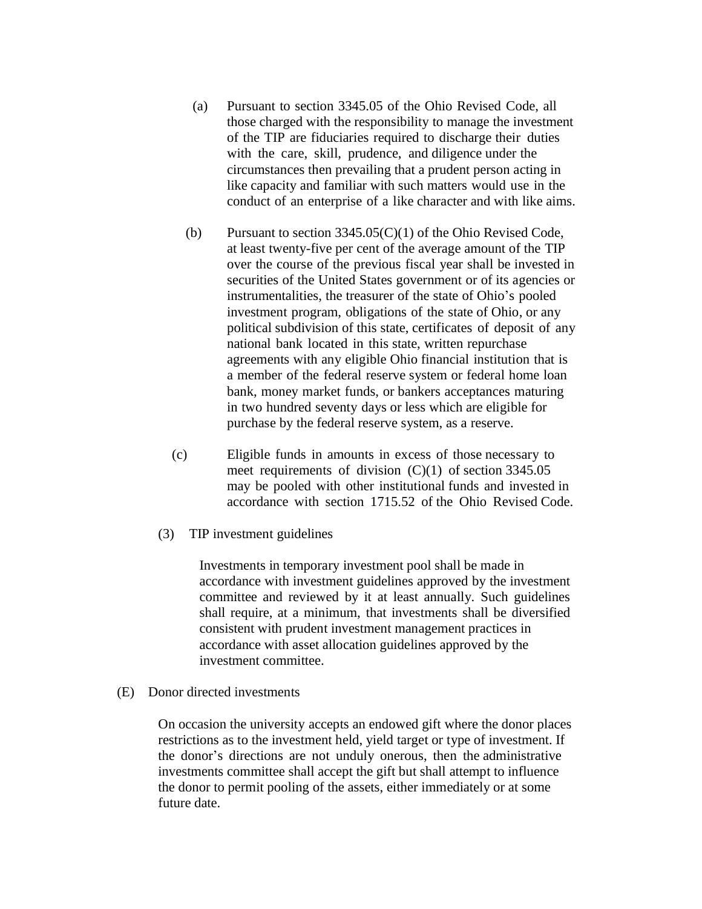(a) Pursuant to section 3345.05 of the Ohio Revised Code, all those charged with the responsibility to manage the investment of the TIP are fiduciaries required to discharge their duties with the care, skill, prudence, and diligence under the circumstances then prevailing that a prudent person acting in like capacity and familiar with such matters would use in the conduct of an enterprise of a like character and with like aims.

(b) Pursuant to section 3345.05(C)(1) of the Ohio Revised Code, at least twenty-five per cent of the average amount of the TIP over the course of the previous fiscal year shall be invested in securities of the United States government or of its agencies or instrumentalities, the treasurer of the state of Ohio's pooled investment program, obligations of the state of Ohio, or any political subdivision of this state, certificates of deposit of any national bank located in this state, written repurchase agreements with any eligible Ohio financial institution that is a member of the federal reserve system or federal home loan bank, money market funds, or bankers acceptances maturing in two hundred seventy days or less which are eligible for purchase by the federal reserve system, as a reserve.

(c) Eligible funds in amounts in excess of those necessary to meet requirements of division (C)(1) of section 3345.05 may be pooled with other institutional funds and invested in accordance with section 1715.52 of the Ohio Revised Code.

(3) TIP investment guidelines

Investments in temporary investment pool shall be made in accordance with investment guidelines approved by the investment committee and reviewed by it at least annually. Such guidelines shall require, at a minimum, that investments shall be diversified consistent with prudent investment management practices in accordance with asset allocation guidelines approved by the investment committee.

(E) Donor directed investments

On occasion the university accepts an endowed gift where the donor places restrictions as to the investment held, yield target or type of investment. If the donor's directions are not unduly onerous, then the administrative investments committee shall accept the gift but shall attempt to influence the donor to permit pooling of the assets, either immediately or at some future date.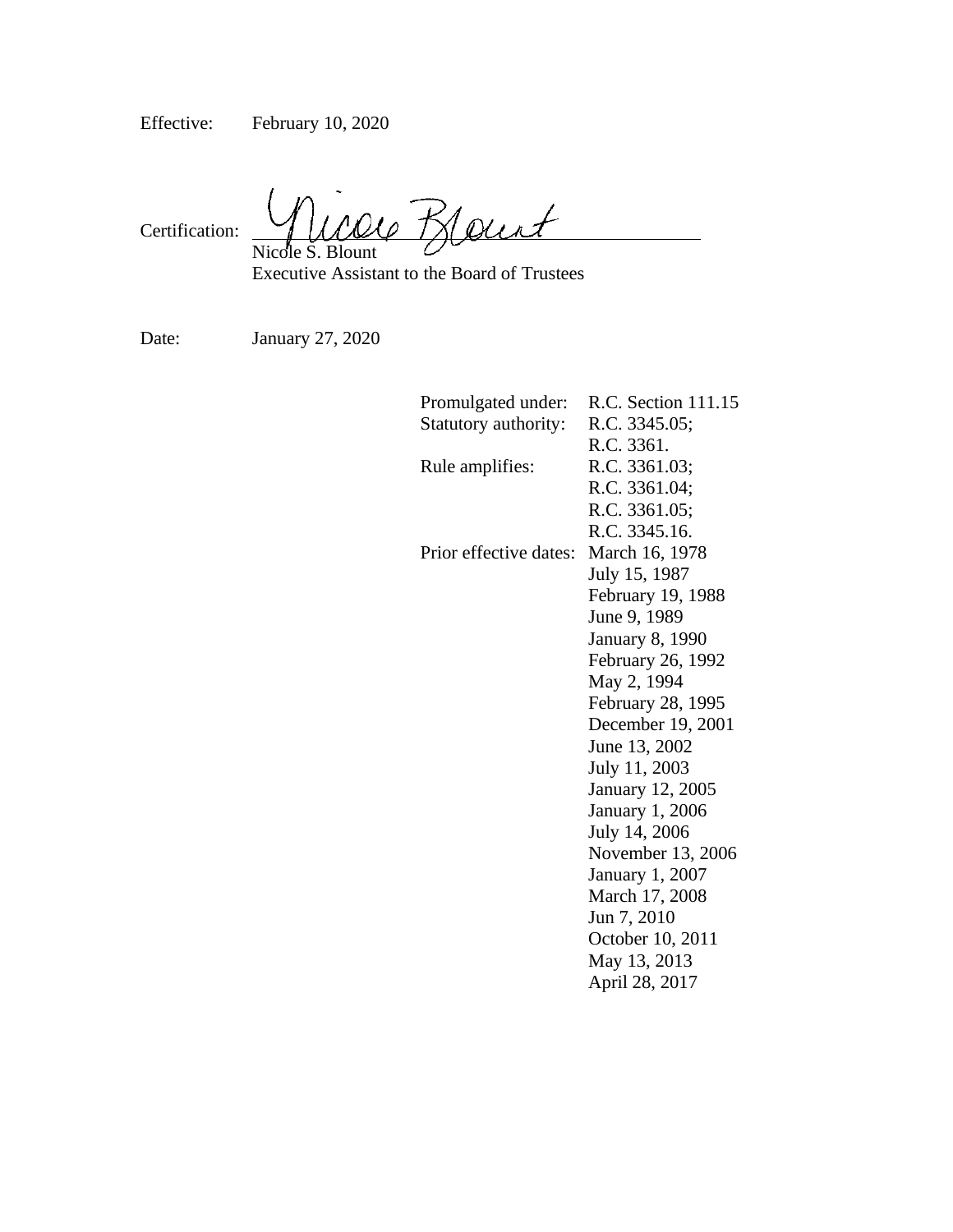Effective: February 10, 2020

Certification: ______________________________
Nicole S. Blount
Executive Assistant to the Board of Trustees

Date: January 27, 2020

| | |
|---|---|
| Promulgated under: | R.C. Section 111.15 |
| Statutory authority: | R.C. 3345.05; R.C. 3361. |
| Rule amplifies: | R.C. 3361.03; R.C. 3361.04; R.C. 3361.05; R.C. 3345.16. |
| Prior effective dates: | March 16, 1978<br>July 15, 1987<br>February 19, 1988<br>June 9, 1989<br>January 8, 1990<br>February 26, 1992<br>May 2, 1994<br>February 28, 1995<br>December 19, 2001<br>June 13, 2002<br>July 11, 2003<br>January 12, 2005<br>January 1, 2006<br>July 14, 2006<br>November 13, 2006<br>January 1, 2007<br>March 17, 2008<br>Jun 7, 2010<br>October 10, 2011<br>May 13, 2013<br>April 28, 2017 |